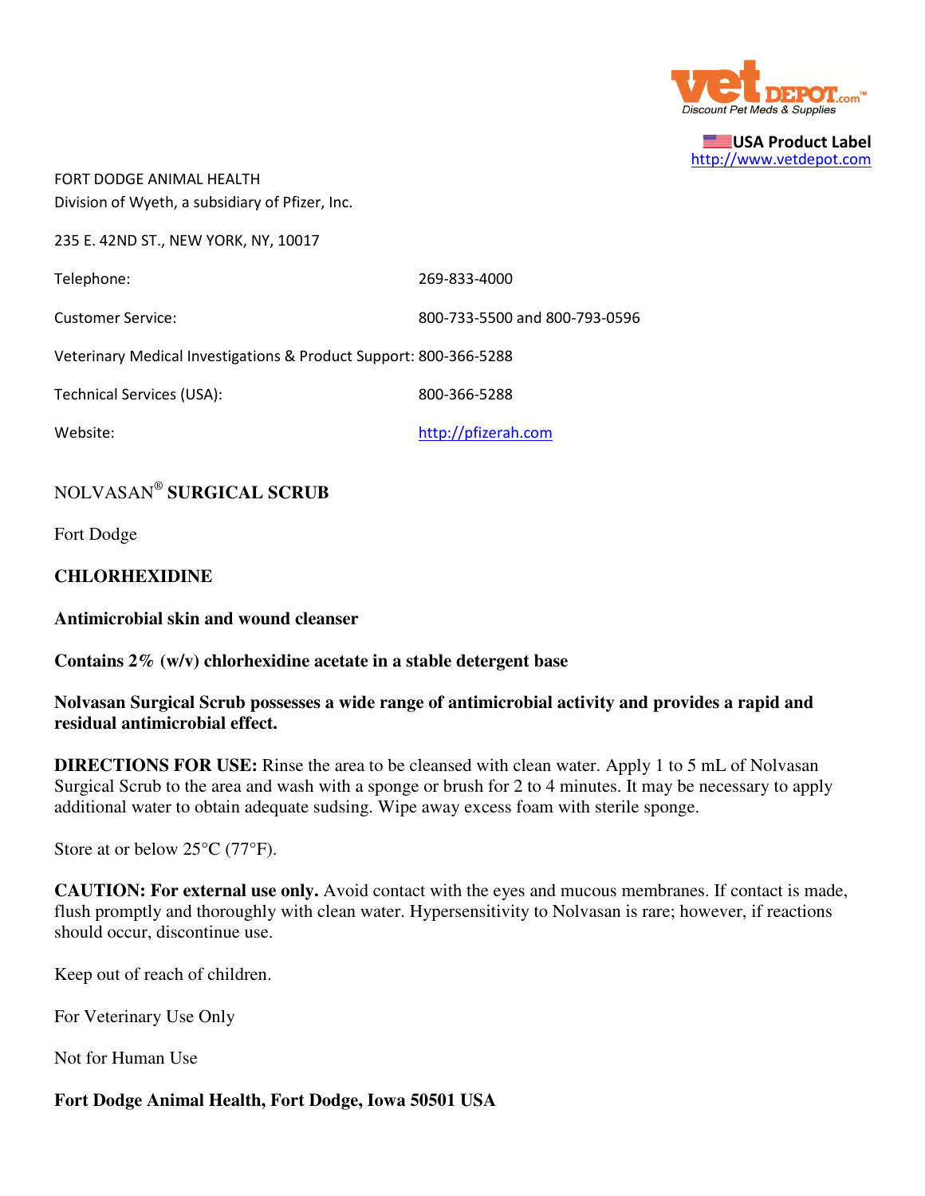USA Product Label
http://www.vetdepot.com

FORT DODGE ANIMAL HEALTH
Division of Wyeth, a subsidiary of Pfizer, Inc.

235 E. 42ND ST., NEW YORK, NY, 10017

| | |
|---|---|
| Telephone: | 269-833-4000 |
| Customer Service: | 800-733-5500 and 800-793-0596 |
| Veterinary Medical Investigations & Product Support: | 800-366-5288 |
| Technical Services (USA): | 800-366-5288 |
| Website: | http://pfizerah.com |

# NOLVASAN® **SURGICAL SCRUB**

Fort Dodge

**CHLORHEXIDINE**

**Antimicrobial skin and wound cleanser**

**Contains 2% (w/v) chlorhexidine acetate in a stable detergent base**

**Nolvasan Surgical Scrub possesses a wide range of antimicrobial activity and provides a rapid and residual antimicrobial effect.**

**DIRECTIONS FOR USE:** Rinse the area to be cleansed with clean water. Apply 1 to 5 mL of Nolvasan Surgical Scrub to the area and wash with a sponge or brush for 2 to 4 minutes. It may be necessary to apply additional water to obtain adequate sudsing. Wipe away excess foam with sterile sponge.

Store at or below 25°C (77°F).

**CAUTION: For external use only.** Avoid contact with the eyes and mucous membranes. If contact is made, flush promptly and thoroughly with clean water. Hypersensitivity to Nolvasan is rare; however, if reactions should occur, discontinue use.

Keep out of reach of children.

For Veterinary Use Only

Not for Human Use

**Fort Dodge Animal Health, Fort Dodge, Iowa 50501 USA**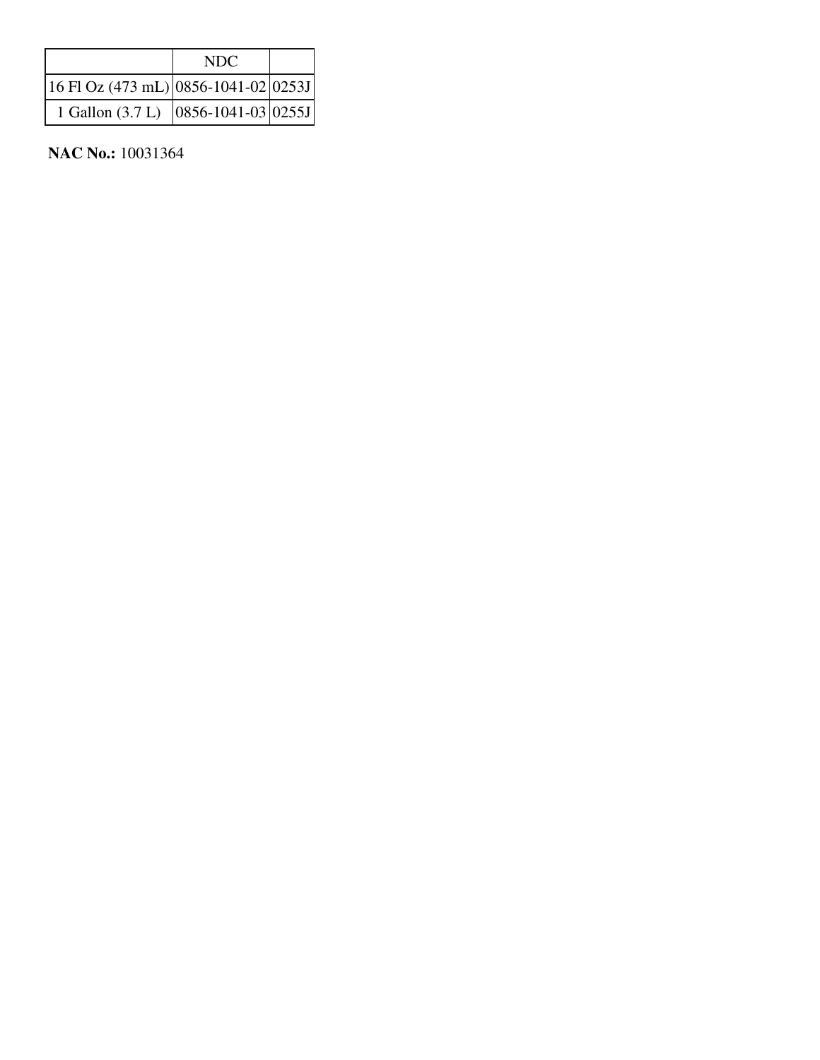| | NDC | |
|---|---|---|
| 16 Fl Oz (473 mL) | 0856-1041-02 | 0253J |
| 1 Gallon (3.7 L) | 0856-1041-03 | 0255J |

**NAC No.:** 10031364